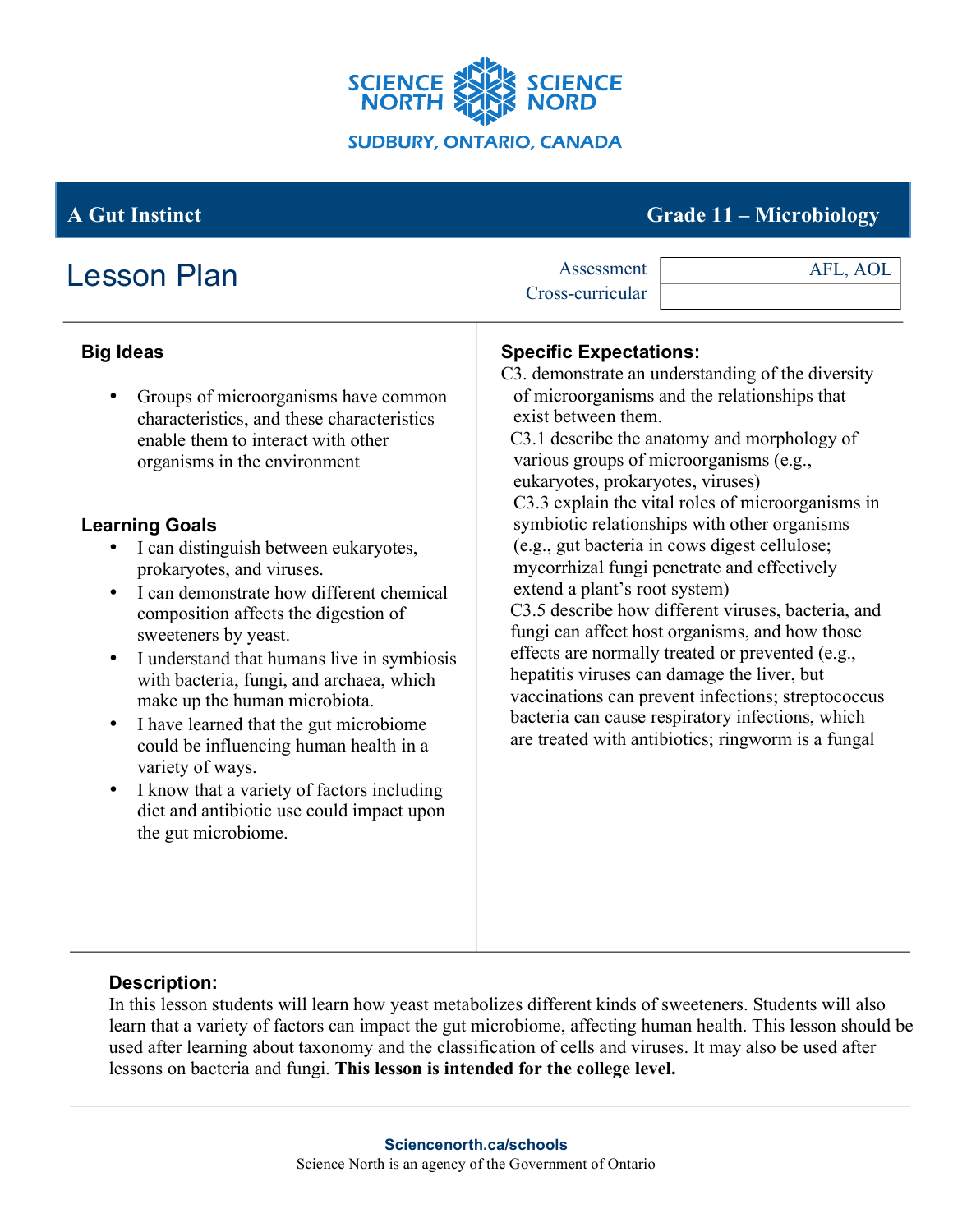SCIENCE NORTH | SCIENCE NORD

SUDBURY, ONTARIO, CANADA

# A Gut Instinct — Grade 11 – Microbiology

## Lesson Plan

| | |
|---|---|
| Assessment | AFL, AOL |
| Cross-curricular | |

### Big Ideas

- Groups of microorganisms have common characteristics, and these characteristics enable them to interact with other organisms in the environment

### Learning Goals

- I can distinguish between eukaryotes, prokaryotes, and viruses.
- I can demonstrate how different chemical composition affects the digestion of sweeteners by yeast.
- I understand that humans live in symbiosis with bacteria, fungi, and archaea, which make up the human microbiota.
- I have learned that the gut microbiome could be influencing human health in a variety of ways.
- I know that a variety of factors including diet and antibiotic use could impact upon the gut microbiome.

### Specific Expectations:

C3. demonstrate an understanding of the diversity of microorganisms and the relationships that exist between them.

C3.1 describe the anatomy and morphology of various groups of microorganisms (e.g., eukaryotes, prokaryotes, viruses)

C3.3 explain the vital roles of microorganisms in symbiotic relationships with other organisms (e.g., gut bacteria in cows digest cellulose; mycorrhizal fungi penetrate and effectively extend a plant's root system)

C3.5 describe how different viruses, bacteria, and fungi can affect host organisms, and how those effects are normally treated or prevented (e.g., hepatitis viruses can damage the liver, but vaccinations can prevent infections; streptococcus bacteria can cause respiratory infections, which are treated with antibiotics; ringworm is a fungal

### Description:

In this lesson students will learn how yeast metabolizes different kinds of sweeteners. Students will also learn that a variety of factors can impact the gut microbiome, affecting human health. This lesson should be used after learning about taxonomy and the classification of cells and viruses. It may also be used after lessons on bacteria and fungi. **This lesson is intended for the college level.**

Sciencenorth.ca/schools

Science North is an agency of the Government of Ontario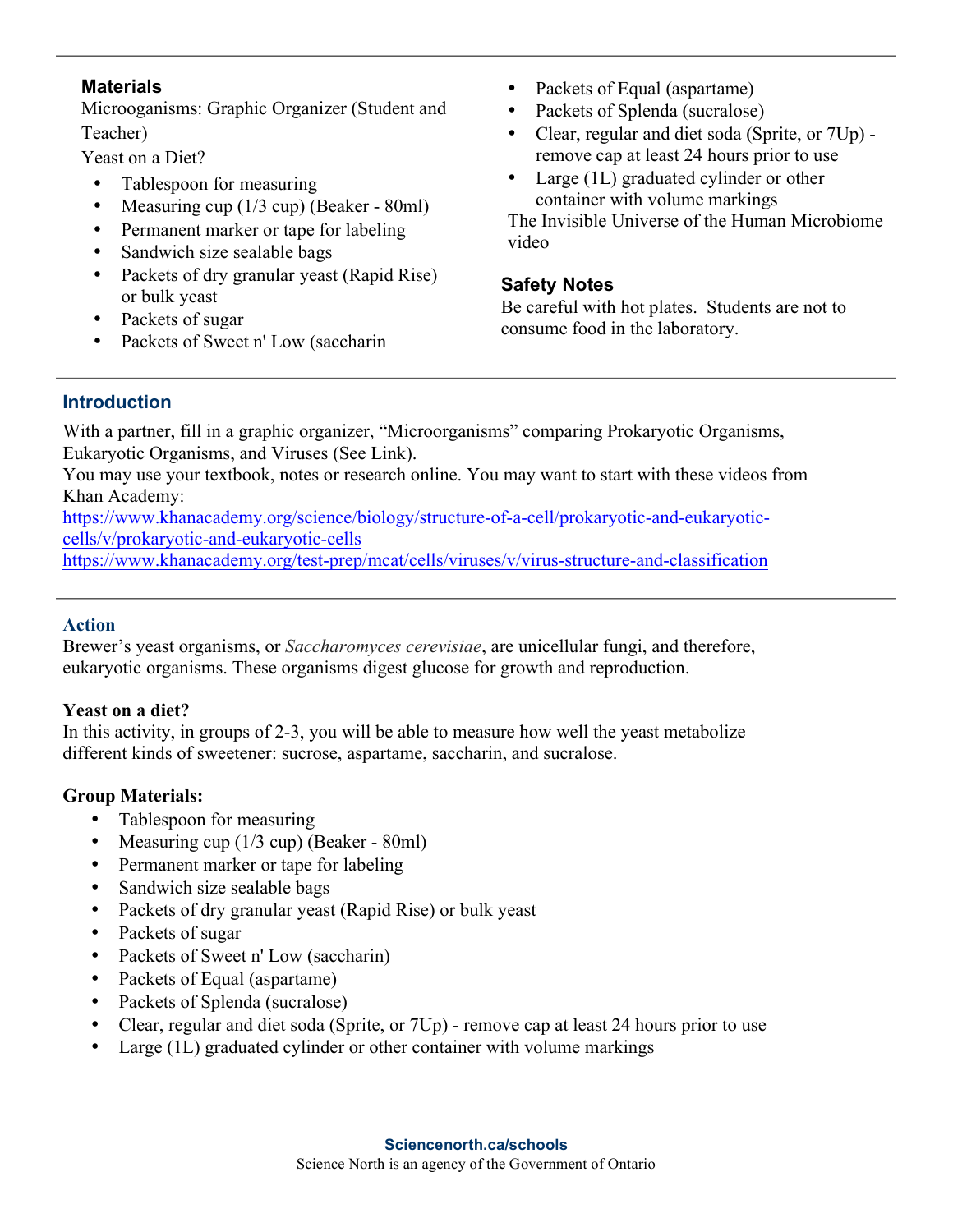## Materials

Microoganisms: Graphic Organizer (Student and Teacher)

Yeast on a Diet?

- Tablespoon for measuring
- Measuring cup (1/3 cup) (Beaker - 80ml)
- Permanent marker or tape for labeling
- Sandwich size sealable bags
- Packets of dry granular yeast (Rapid Rise) or bulk yeast
- Packets of sugar
- Packets of Sweet n' Low (saccharin
- Packets of Equal (aspartame)
- Packets of Splenda (sucralose)
- Clear, regular and diet soda (Sprite, or 7Up) - remove cap at least 24 hours prior to use
- Large (1L) graduated cylinder or other container with volume markings

The Invisible Universe of the Human Microbiome video

## Safety Notes

Be careful with hot plates. Students are not to consume food in the laboratory.

## Introduction

With a partner, fill in a graphic organizer, "Microorganisms" comparing Prokaryotic Organisms, Eukaryotic Organisms, and Viruses (See Link).

You may use your textbook, notes or research online. You may want to start with these videos from Khan Academy:

https://www.khanacademy.org/science/biology/structure-of-a-cell/prokaryotic-and-eukaryotic-cells/v/prokaryotic-and-eukaryotic-cells

https://www.khanacademy.org/test-prep/mcat/cells/viruses/v/virus-structure-and-classification

## Action

Brewer's yeast organisms, or *Saccharomyces cerevisiae*, are unicellular fungi, and therefore, eukaryotic organisms. These organisms digest glucose for growth and reproduction.

**Yeast on a diet?**

In this activity, in groups of 2-3, you will be able to measure how well the yeast metabolize different kinds of sweetener: sucrose, aspartame, saccharin, and sucralose.

**Group Materials:**

- Tablespoon for measuring
- Measuring cup (1/3 cup) (Beaker - 80ml)
- Permanent marker or tape for labeling
- Sandwich size sealable bags
- Packets of dry granular yeast (Rapid Rise) or bulk yeast
- Packets of sugar
- Packets of Sweet n' Low (saccharin)
- Packets of Equal (aspartame)
- Packets of Splenda (sucralose)
- Clear, regular and diet soda (Sprite, or 7Up) - remove cap at least 24 hours prior to use
- Large (1L) graduated cylinder or other container with volume markings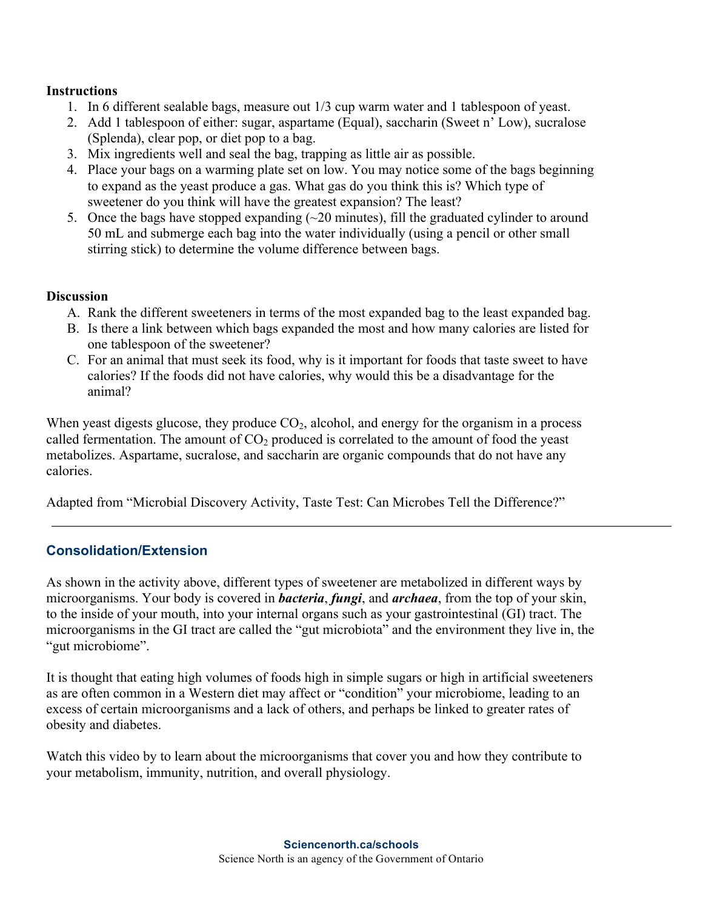**Instructions**

1. In 6 different sealable bags, measure out 1/3 cup warm water and 1 tablespoon of yeast.
2. Add 1 tablespoon of either: sugar, aspartame (Equal), saccharin (Sweet n' Low), sucralose (Splenda), clear pop, or diet pop to a bag.
3. Mix ingredients well and seal the bag, trapping as little air as possible.
4. Place your bags on a warming plate set on low. You may notice some of the bags beginning to expand as the yeast produce a gas. What gas do you think this is? Which type of sweetener do you think will have the greatest expansion? The least?
5. Once the bags have stopped expanding (~20 minutes), fill the graduated cylinder to around 50 mL and submerge each bag into the water individually (using a pencil or other small stirring stick) to determine the volume difference between bags.

**Discussion**

A. Rank the different sweeteners in terms of the most expanded bag to the least expanded bag.
B. Is there a link between which bags expanded the most and how many calories are listed for one tablespoon of the sweetener?
C. For an animal that must seek its food, why is it important for foods that taste sweet to have calories? If the foods did not have calories, why would this be a disadvantage for the animal?

When yeast digests glucose, they produce $CO_2$, alcohol, and energy for the organism in a process called fermentation. The amount of $CO_2$ produced is correlated to the amount of food the yeast metabolizes. Aspartame, sucralose, and saccharin are organic compounds that do not have any calories.

Adapted from "Microbial Discovery Activity, Taste Test: Can Microbes Tell the Difference?"

---

## Consolidation/Extension

As shown in the activity above, different types of sweetener are metabolized in different ways by microorganisms. Your body is covered in ***bacteria***, ***fungi***, and ***archaea***, from the top of your skin, to the inside of your mouth, into your internal organs such as your gastrointestinal (GI) tract. The microorganisms in the GI tract are called the "gut microbiota" and the environment they live in, the "gut microbiome".

It is thought that eating high volumes of foods high in simple sugars or high in artificial sweeteners as are often common in a Western diet may affect or "condition" your microbiome, leading to an excess of certain microorganisms and a lack of others, and perhaps be linked to greater rates of obesity and diabetes.

Watch this video by to learn about the microorganisms that cover you and how they contribute to your metabolism, immunity, nutrition, and overall physiology.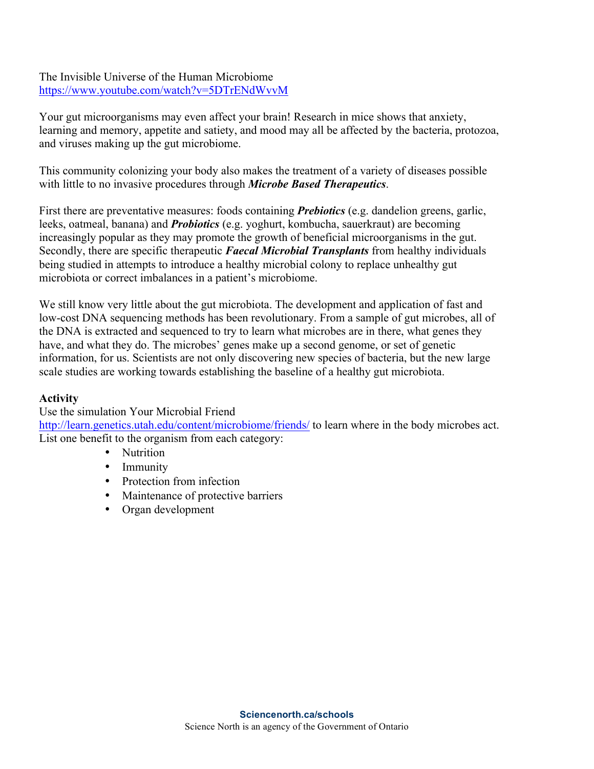The Invisible Universe of the Human Microbiome
https://www.youtube.com/watch?v=5DTrENdWvvM

Your gut microorganisms may even affect your brain! Research in mice shows that anxiety, learning and memory, appetite and satiety, and mood may all be affected by the bacteria, protozoa, and viruses making up the gut microbiome.

This community colonizing your body also makes the treatment of a variety of diseases possible with little to no invasive procedures through ***Microbe Based Therapeutics***.

First there are preventative measures: foods containing ***Prebiotics*** (e.g. dandelion greens, garlic, leeks, oatmeal, banana) and ***Probiotics*** (e.g. yoghurt, kombucha, sauerkraut) are becoming increasingly popular as they may promote the growth of beneficial microorganisms in the gut. Secondly, there are specific therapeutic ***Faecal Microbial Transplants*** from healthy individuals being studied in attempts to introduce a healthy microbial colony to replace unhealthy gut microbiota or correct imbalances in a patient's microbiome.

We still know very little about the gut microbiota. The development and application of fast and low-cost DNA sequencing methods has been revolutionary. From a sample of gut microbes, all of the DNA is extracted and sequenced to try to learn what microbes are in there, what genes they have, and what they do. The microbes' genes make up a second genome, or set of genetic information, for us. Scientists are not only discovering new species of bacteria, but the new large scale studies are working towards establishing the baseline of a healthy gut microbiota.

**Activity**

Use the simulation Your Microbial Friend
http://learn.genetics.utah.edu/content/microbiome/friends/ to learn where in the body microbes act.
List one benefit to the organism from each category:

- Nutrition
- Immunity
- Protection from infection
- Maintenance of protective barriers
- Organ development